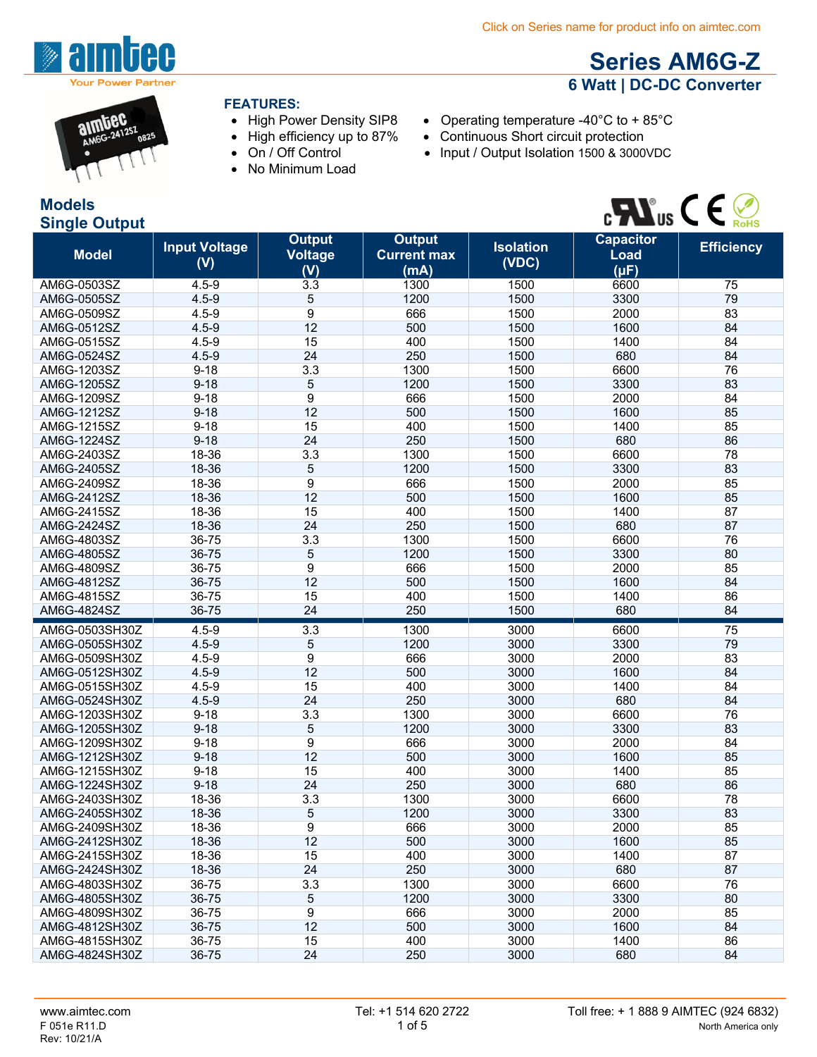Click on Series name for product info on aimtec.com

# Series AM6G-Z

## 6 Watt | DC-DC Converter

**FEATURES:**

- High Power Density SIP8
- High efficiency up to 87%
- On / Off Control
- No Minimum Load
- Operating temperature -40°C to + 85°C
- Continuous Short circuit protection
- Input / Output Isolation 1500 & 3000VDC

## Models
## Single Output

| Model | Input Voltage (V) | Output Voltage (V) | Output Current max (mA) | Isolation (VDC) | Capacitor Load (µF) | Efficiency |
|---|---|---|---|---|---|---|
| AM6G-0503SZ | 4.5-9 | 3.3 | 1300 | 1500 | 6600 | 75 |
| AM6G-0505SZ | 4.5-9 | 5 | 1200 | 1500 | 3300 | 79 |
| AM6G-0509SZ | 4.5-9 | 9 | 666 | 1500 | 2000 | 83 |
| AM6G-0512SZ | 4.5-9 | 12 | 500 | 1500 | 1600 | 84 |
| AM6G-0515SZ | 4.5-9 | 15 | 400 | 1500 | 1400 | 84 |
| AM6G-0524SZ | 4.5-9 | 24 | 250 | 1500 | 680 | 84 |
| AM6G-1203SZ | 9-18 | 3.3 | 1300 | 1500 | 6600 | 76 |
| AM6G-1205SZ | 9-18 | 5 | 1200 | 1500 | 3300 | 83 |
| AM6G-1209SZ | 9-18 | 9 | 666 | 1500 | 2000 | 84 |
| AM6G-1212SZ | 9-18 | 12 | 500 | 1500 | 1600 | 85 |
| AM6G-1215SZ | 9-18 | 15 | 400 | 1500 | 1400 | 85 |
| AM6G-1224SZ | 9-18 | 24 | 250 | 1500 | 680 | 86 |
| AM6G-2403SZ | 18-36 | 3.3 | 1300 | 1500 | 6600 | 78 |
| AM6G-2405SZ | 18-36 | 5 | 1200 | 1500 | 3300 | 83 |
| AM6G-2409SZ | 18-36 | 9 | 666 | 1500 | 2000 | 85 |
| AM6G-2412SZ | 18-36 | 12 | 500 | 1500 | 1600 | 85 |
| AM6G-2415SZ | 18-36 | 15 | 400 | 1500 | 1400 | 87 |
| AM6G-2424SZ | 18-36 | 24 | 250 | 1500 | 680 | 87 |
| AM6G-4803SZ | 36-75 | 3.3 | 1300 | 1500 | 6600 | 76 |
| AM6G-4805SZ | 36-75 | 5 | 1200 | 1500 | 3300 | 80 |
| AM6G-4809SZ | 36-75 | 9 | 666 | 1500 | 2000 | 85 |
| AM6G-4812SZ | 36-75 | 12 | 500 | 1500 | 1600 | 84 |
| AM6G-4815SZ | 36-75 | 15 | 400 | 1500 | 1400 | 86 |
| AM6G-4824SZ | 36-75 | 24 | 250 | 1500 | 680 | 84 |
| AM6G-0503SH30Z | 4.5-9 | 3.3 | 1300 | 3000 | 6600 | 75 |
| AM6G-0505SH30Z | 4.5-9 | 5 | 1200 | 3000 | 3300 | 79 |
| AM6G-0509SH30Z | 4.5-9 | 9 | 666 | 3000 | 2000 | 83 |
| AM6G-0512SH30Z | 4.5-9 | 12 | 500 | 3000 | 1600 | 84 |
| AM6G-0515SH30Z | 4.5-9 | 15 | 400 | 3000 | 1400 | 84 |
| AM6G-0524SH30Z | 4.5-9 | 24 | 250 | 3000 | 680 | 84 |
| AM6G-1203SH30Z | 9-18 | 3.3 | 1300 | 3000 | 6600 | 76 |
| AM6G-1205SH30Z | 9-18 | 5 | 1200 | 3000 | 3300 | 83 |
| AM6G-1209SH30Z | 9-18 | 9 | 666 | 3000 | 2000 | 84 |
| AM6G-1212SH30Z | 9-18 | 12 | 500 | 3000 | 1600 | 85 |
| AM6G-1215SH30Z | 9-18 | 15 | 400 | 3000 | 1400 | 85 |
| AM6G-1224SH30Z | 9-18 | 24 | 250 | 3000 | 680 | 86 |
| AM6G-2403SH30Z | 18-36 | 3.3 | 1300 | 3000 | 6600 | 78 |
| AM6G-2405SH30Z | 18-36 | 5 | 1200 | 3000 | 3300 | 83 |
| AM6G-2409SH30Z | 18-36 | 9 | 666 | 3000 | 2000 | 85 |
| AM6G-2412SH30Z | 18-36 | 12 | 500 | 3000 | 1600 | 85 |
| AM6G-2415SH30Z | 18-36 | 15 | 400 | 3000 | 1400 | 87 |
| AM6G-2424SH30Z | 18-36 | 24 | 250 | 3000 | 680 | 87 |
| AM6G-4803SH30Z | 36-75 | 3.3 | 1300 | 3000 | 6600 | 76 |
| AM6G-4805SH30Z | 36-75 | 5 | 1200 | 3000 | 3300 | 80 |
| AM6G-4809SH30Z | 36-75 | 9 | 666 | 3000 | 2000 | 85 |
| AM6G-4812SH30Z | 36-75 | 12 | 500 | 3000 | 1600 | 84 |
| AM6G-4815SH30Z | 36-75 | 15 | 400 | 3000 | 1400 | 86 |
| AM6G-4824SH30Z | 36-75 | 24 | 250 | 3000 | 680 | 84 |

www.aimtec.com Tel: +1 514 620 2722 Toll free: + 1 888 9 AIMTEC (924 6832)
F 051e R11.D North America only
Rev: 10/21/A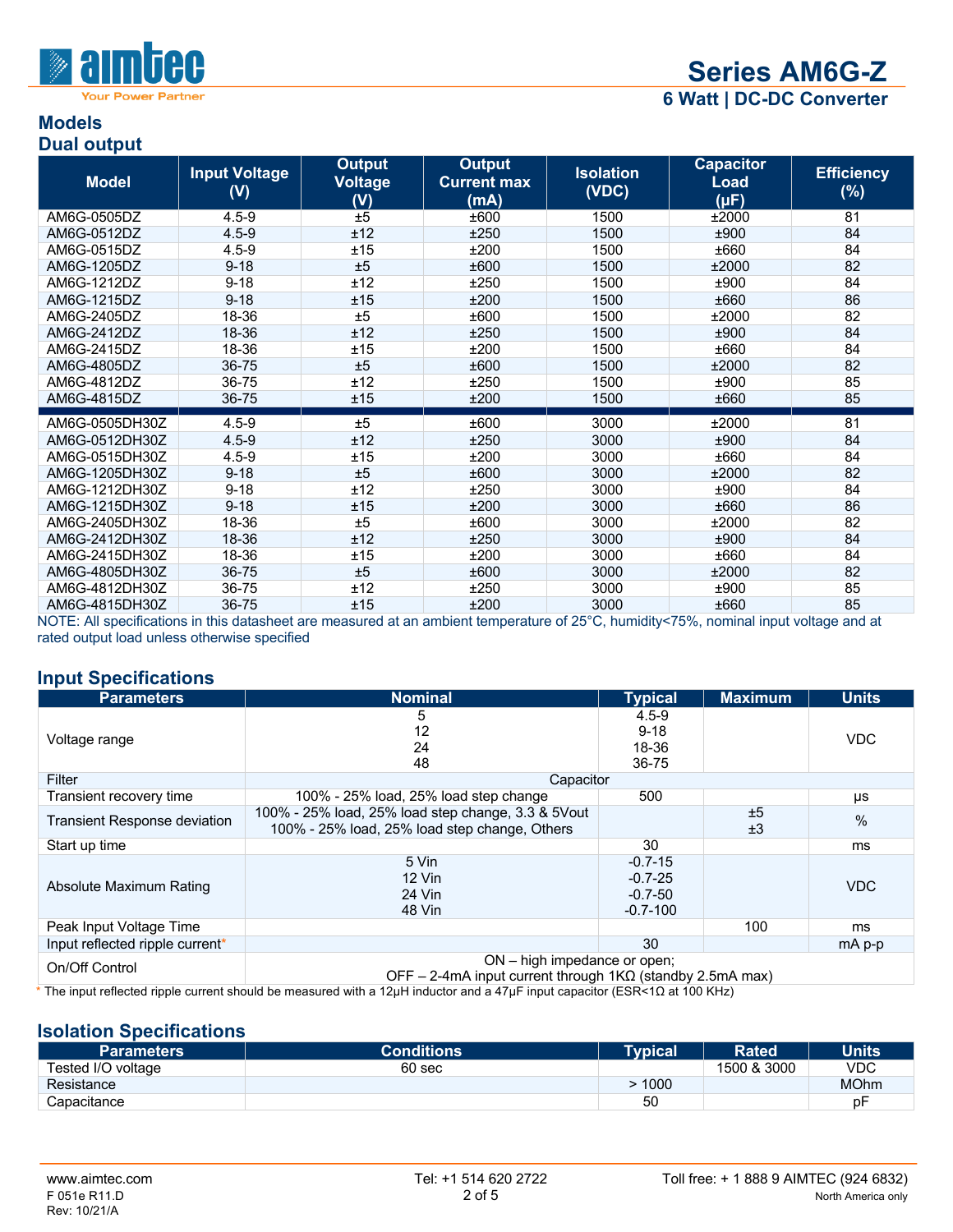## Models

### Dual output

| Model | Input Voltage (V) | Output Voltage (V) | Output Current max (mA) | Isolation (VDC) | Capacitor Load (µF) | Efficiency (%) |
|---|---|---|---|---|---|---|
| AM6G-0505DZ | 4.5-9 | ±5 | ±600 | 1500 | ±2000 | 81 |
| AM6G-0512DZ | 4.5-9 | ±12 | ±250 | 1500 | ±900 | 84 |
| AM6G-0515DZ | 4.5-9 | ±15 | ±200 | 1500 | ±660 | 84 |
| AM6G-1205DZ | 9-18 | ±5 | ±600 | 1500 | ±2000 | 82 |
| AM6G-1212DZ | 9-18 | ±12 | ±250 | 1500 | ±900 | 84 |
| AM6G-1215DZ | 9-18 | ±15 | ±200 | 1500 | ±660 | 86 |
| AM6G-2405DZ | 18-36 | ±5 | ±600 | 1500 | ±2000 | 82 |
| AM6G-2412DZ | 18-36 | ±12 | ±250 | 1500 | ±900 | 84 |
| AM6G-2415DZ | 18-36 | ±15 | ±200 | 1500 | ±660 | 84 |
| AM6G-4805DZ | 36-75 | ±5 | ±600 | 1500 | ±2000 | 82 |
| AM6G-4812DZ | 36-75 | ±12 | ±250 | 1500 | ±900 | 85 |
| AM6G-4815DZ | 36-75 | ±15 | ±200 | 1500 | ±660 | 85 |
| AM6G-0505DH30Z | 4.5-9 | ±5 | ±600 | 3000 | ±2000 | 81 |
| AM6G-0512DH30Z | 4.5-9 | ±12 | ±250 | 3000 | ±900 | 84 |
| AM6G-0515DH30Z | 4.5-9 | ±15 | ±200 | 3000 | ±660 | 84 |
| AM6G-1205DH30Z | 9-18 | ±5 | ±600 | 3000 | ±2000 | 82 |
| AM6G-1212DH30Z | 9-18 | ±12 | ±250 | 3000 | ±900 | 84 |
| AM6G-1215DH30Z | 9-18 | ±15 | ±200 | 3000 | ±660 | 86 |
| AM6G-2405DH30Z | 18-36 | ±5 | ±600 | 3000 | ±2000 | 82 |
| AM6G-2412DH30Z | 18-36 | ±12 | ±250 | 3000 | ±900 | 84 |
| AM6G-2415DH30Z | 18-36 | ±15 | ±200 | 3000 | ±660 | 84 |
| AM6G-4805DH30Z | 36-75 | ±5 | ±600 | 3000 | ±2000 | 82 |
| AM6G-4812DH30Z | 36-75 | ±12 | ±250 | 3000 | ±900 | 85 |
| AM6G-4815DH30Z | 36-75 | ±15 | ±200 | 3000 | ±660 | 85 |

NOTE: All specifications in this datasheet are measured at an ambient temperature of 25°C, humidity<75%, nominal input voltage and at rated output load unless otherwise specified

## Input Specifications

| Parameters | Nominal | Typical | Maximum | Units |
|---|---|---|---|---|
| Voltage range | 5<br>12<br>24<br>48 | 4.5-9<br>9-18<br>18-36<br>36-75 | | VDC |
| Filter | Capacitor | | | |
| Transient recovery time | 100% - 25% load, 25% load step change | 500 | | µs |
| Transient Response deviation | 100% - 25% load, 25% load step change, 3.3 & 5Vout<br>100% - 25% load, 25% load step change, Others | | ±5<br>±3 | % |
| Start up time | | 30 | | ms |
| Absolute Maximum Rating | 5 Vin<br>12 Vin<br>24 Vin<br>48 Vin | -0.7-15<br>-0.7-25<br>-0.7-50<br>-0.7-100 | | VDC |
| Peak Input Voltage Time | | | 100 | ms |
| Input reflected ripple current* | | 30 | | mA p-p |
| On/Off Control | ON – high impedance or open;<br>OFF – 2-4mA input current through 1KΩ (standby 2.5mA max) | | | |

* The input reflected ripple current should be measured with a 12µH inductor and a 47µF input capacitor (ESR<1Ω at 100 KHz)

## Isolation Specifications

| Parameters | Conditions | Typical | Rated | Units |
|---|---|---|---|---|
| Tested I/O voltage | 60 sec | | 1500 & 3000 | VDC |
| Resistance | | > 1000 | | MOhm |
| Capacitance | | 50 | | pF |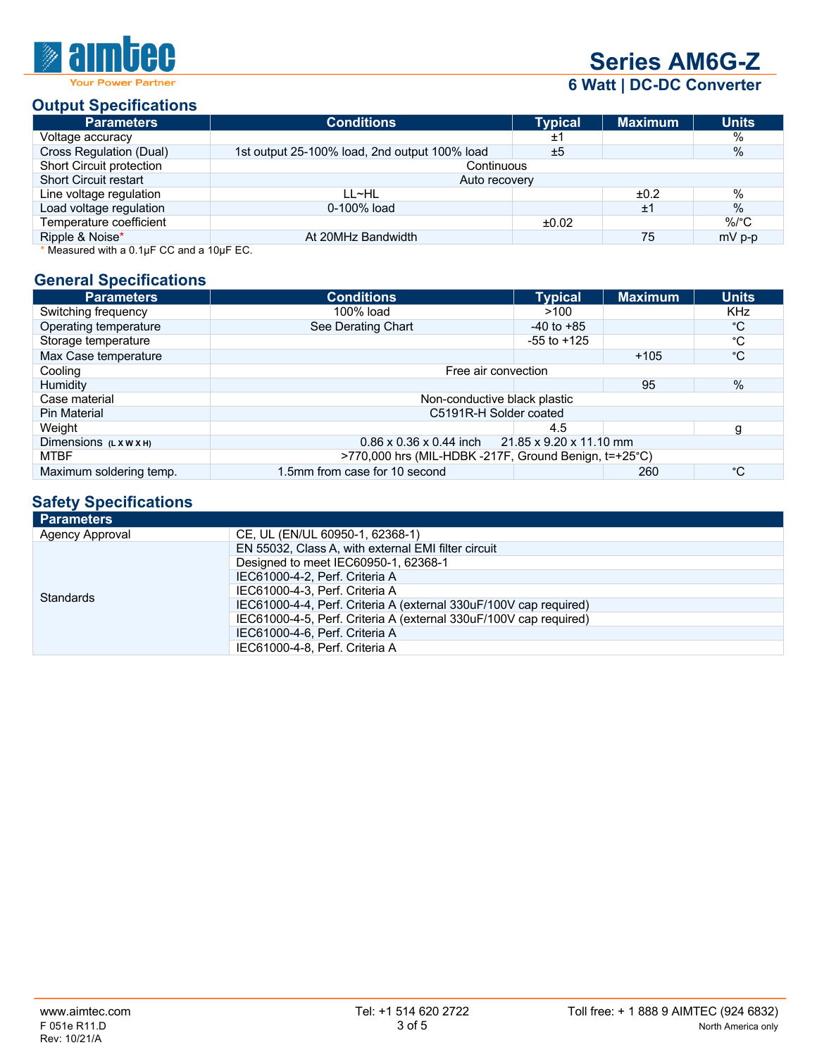## Output Specifications

| Parameters | Conditions | Typical | Maximum | Units |
|---|---|---|---|---|
| Voltage accuracy | | ±1 | | % |
| Cross Regulation (Dual) | 1st output 25-100% load, 2nd output 100% load | ±5 | | % |
| Short Circuit protection | Continuous | | | |
| Short Circuit restart | Auto recovery | | | |
| Line voltage regulation | LL~HL | | ±0.2 | % |
| Load voltage regulation | 0-100% load | | ±1 | % |
| Temperature coefficient | | ±0.02 | | %/°C |
| Ripple & Noise* | At 20MHz Bandwidth | | 75 | mV p-p |

\* Measured with a 0.1µF CC and a 10µF EC.

## General Specifications

| Parameters | Conditions | Typical | Maximum | Units |
|---|---|---|---|---|
| Switching frequency | 100% load | >100 | | KHz |
| Operating temperature | See Derating Chart | -40 to +85 | | °C |
| Storage temperature | | -55 to +125 | | °C |
| Max Case temperature | | | +105 | °C |
| Cooling | Free air convection | | | |
| Humidity | | | 95 | % |
| Case material | Non-conductive black plastic | | | |
| Pin Material | C5191R-H Solder coated | | | |
| Weight | | 4.5 | | g |
| Dimensions (L x W x H) | 0.86 x 0.36 x 0.44 inch 21.85 x 9.20 x 11.10 mm | | | |
| MTBF | >770,000 hrs (MIL-HDBK -217F, Ground Benign, t=+25°C) | | | |
| Maximum soldering temp. | 1.5mm from case for 10 second | | 260 | °C |

## Safety Specifications

| Parameters | |
|---|---|
| Agency Approval | CE, UL (EN/UL 60950-1, 62368-1) |
| Standards | EN 55032, Class A, with external EMI filter circuit |
| | Designed to meet IEC60950-1, 62368-1 |
| | IEC61000-4-2, Perf. Criteria A |
| | IEC61000-4-3, Perf. Criteria A |
| | IEC61000-4-4, Perf. Criteria A (external 330uF/100V cap required) |
| | IEC61000-4-5, Perf. Criteria A (external 330uF/100V cap required) |
| | IEC61000-4-6, Perf. Criteria A |
| | IEC61000-4-8, Perf. Criteria A |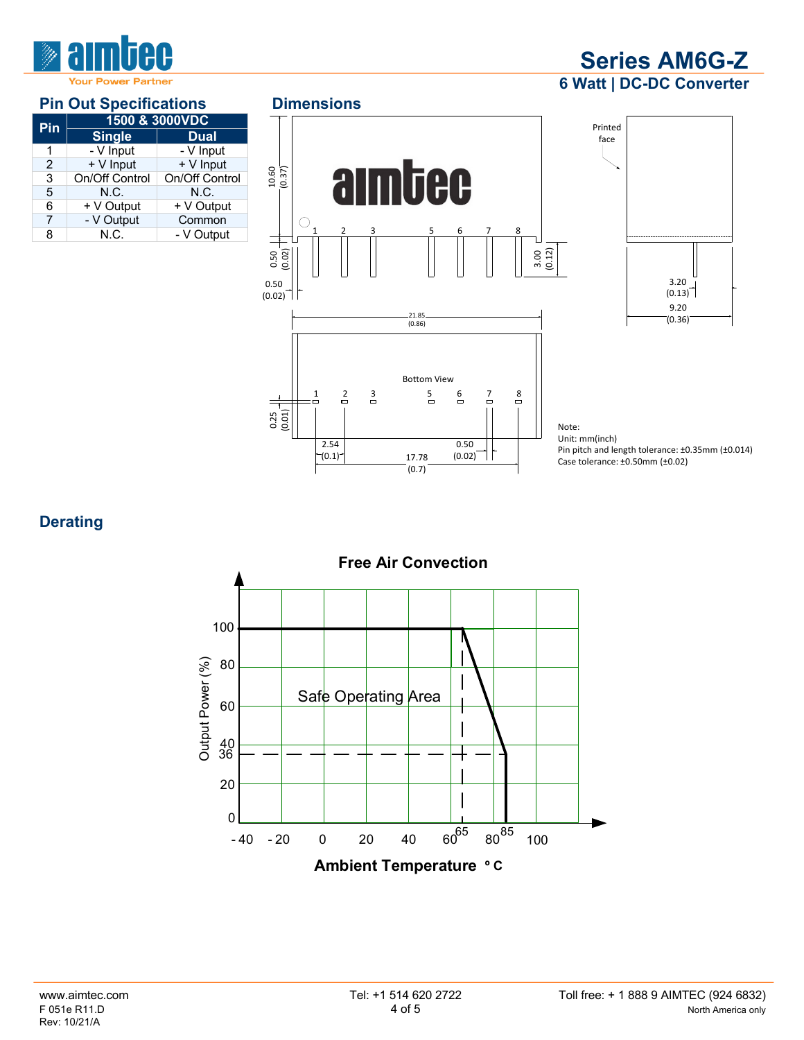## Pin Out Specifications

| Pin | 1500 & 3000VDC | |
|---|---|---|
| | Single | Dual |
| 1 | - V Input | - V Input |
| 2 | + V Input | + V Input |
| 3 | On/Off Control | On/Off Control |
| 5 | N.C. | N.C. |
| 6 | + V Output | + V Output |
| 7 | - V Output | Common |
| 8 | N.C. | - V Output |

## Dimensions

Note:
Unit: mm(inch)
Pin pitch and length tolerance: ±0.35mm (±0.014)
Case tolerance: ±0.50mm (±0.02)

## Derating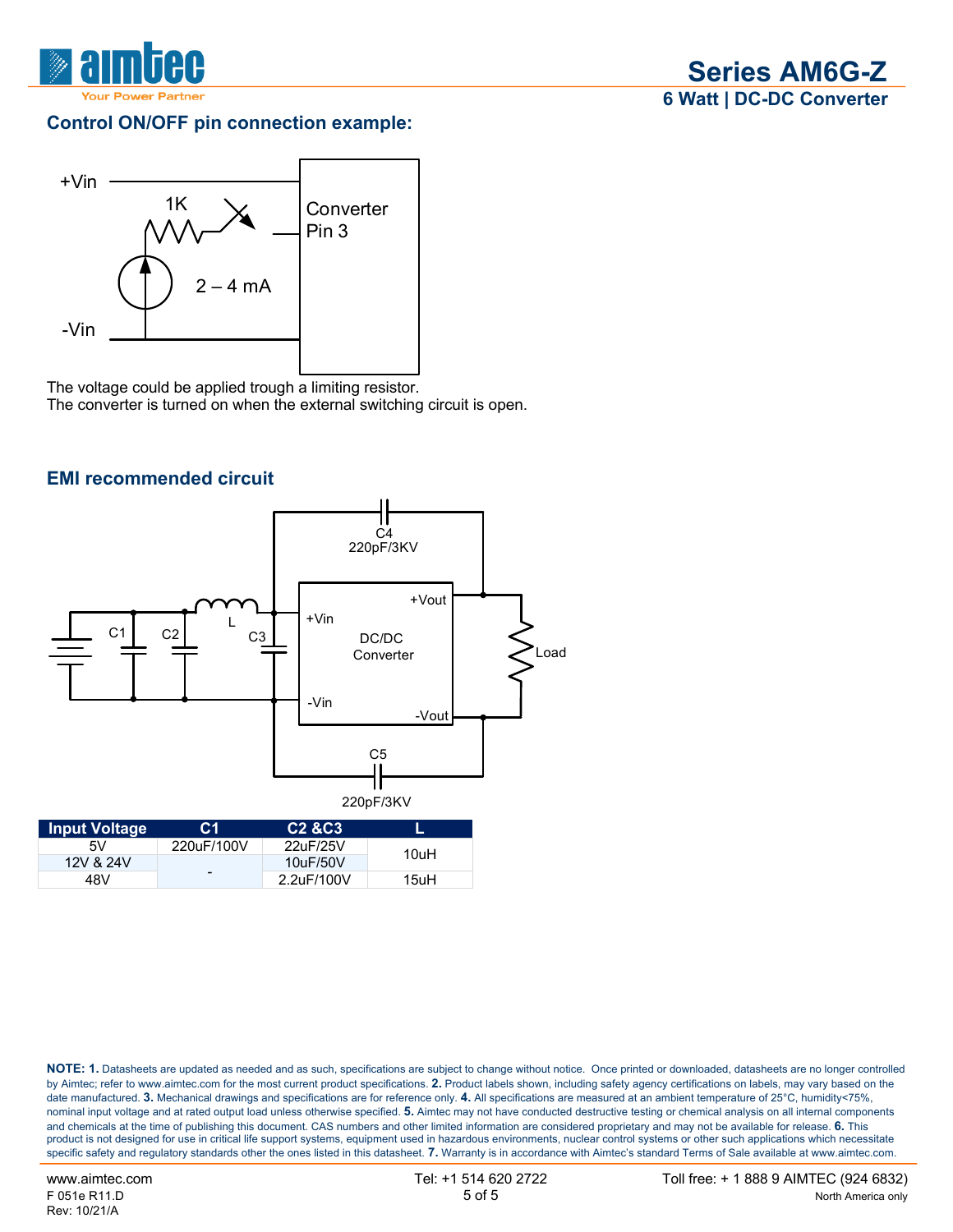## Control ON/OFF pin connection example:

+Vin
1K
Converter
Pin 3
2 – 4 mA
-Vin

The voltage could be applied trough a limiting resistor.
The converter is turned on when the external switching circuit is open.

## EMI recommended circuit

C4
220pF/3KV
C1
C2
L
C3
+Vin
+Vout
DC/DC
Converter
Load
-Vin
-Vout
C5
220pF/3KV

| Input Voltage | C1 | C2 &C3 | L |
|---|---|---|---|
| 5V | 220uF/100V | 22uF/25V | 10uH |
| 12V & 24V | - | 10uF/50V | |
| 48V | | 2.2uF/100V | 15uH |

**NOTE: 1.** Datasheets are updated as needed and as such, specifications are subject to change without notice. Once printed or downloaded, datasheets are no longer controlled by Aimtec; refer to www.aimtec.com for the most current product specifications. **2.** Product labels shown, including safety agency certifications on labels, may vary based on the date manufactured. **3.** Mechanical drawings and specifications are for reference only. **4.** All specifications are measured at an ambient temperature of 25°C, humidity<75%, nominal input voltage and at rated output load unless otherwise specified. **5.** Aimtec may not have conducted destructive testing or chemical analysis on all internal components and chemicals at the time of publishing this document. CAS numbers and other limited information are considered proprietary and may not be available for release. **6.** This product is not designed for use in critical life support systems, equipment used in hazardous environments, nuclear control systems or other such applications which necessitate specific safety and regulatory standards other the ones listed in this datasheet. **7.** Warranty is in accordance with Aimtec's standard Terms of Sale available at www.aimtec.com.